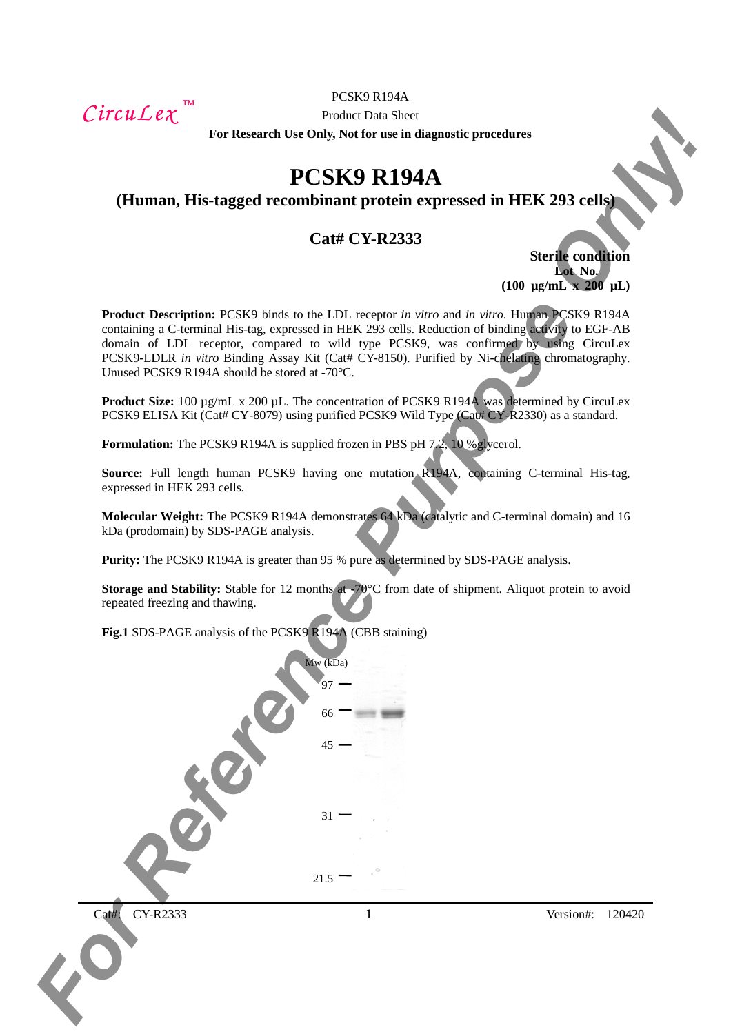CircuLex™

PCSK9 R194A
Product Data Sheet
**For Research Use Only, Not for use in diagnostic procedures**

# PCSK9 R194A

## (Human, His-tagged recombinant protein expressed in HEK 293 cells)

## Cat# CY-R2333

**Sterile condition**
**Lot No.**
**(100 µg/mL x 200 µL)**

**Product Description:** PCSK9 binds to the LDL receptor *in vitro* and *in vitro*. Human PCSK9 R194A containing a C-terminal His-tag, expressed in HEK 293 cells. Reduction of binding activity to EGF-AB domain of LDL receptor, compared to wild type PCSK9, was confirmed by using CircuLex PCSK9-LDLR *in vitro* Binding Assay Kit (Cat# CY-8150). Purified by Ni-chelating chromatography. Unused PCSK9 R194A should be stored at -70°C.

**Product Size:** 100 µg/mL x 200 µL. The concentration of PCSK9 R194A was determined by CircuLex PCSK9 ELISA Kit (Cat# CY-8079) using purified PCSK9 Wild Type (Cat# CY-R2330) as a standard.

**Formulation:** The PCSK9 R194A is supplied frozen in PBS pH 7.2, 10 %glycerol.

**Source:** Full length human PCSK9 having one mutation R194A, containing C-terminal His-tag, expressed in HEK 293 cells.

**Molecular Weight:** The PCSK9 R194A demonstrates 64 kDa (catalytic and C-terminal domain) and 16 kDa (prodomain) by SDS-PAGE analysis.

**Purity:** The PCSK9 R194A is greater than 95 % pure as determined by SDS-PAGE analysis.

**Storage and Stability:** Stable for 12 months at -70°C from date of shipment. Aliquot protein to avoid repeated freezing and thawing.

**Fig.1** SDS-PAGE analysis of the PCSK9 R194A (CBB staining)

Mw (kDa)
97
66
45
31
21.5

For Reference Purpose Only!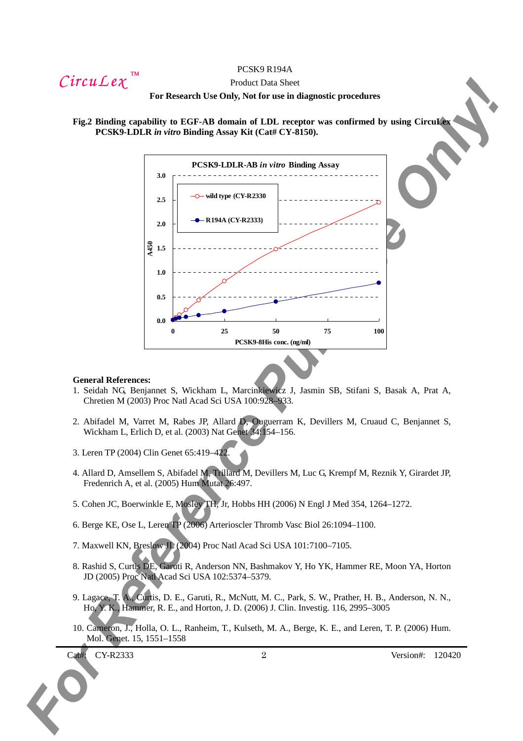**Fig.2 Binding capability to EGF-AB domain of LDL receptor was confirmed by using CircuLex PCSK9-LDLR *in vitro* Binding Assay Kit (Cat# CY-8150).**

PCSK9-LDLR-AB *in vitro* Binding Assay

wild type (CY-R2330

R194A (CY-R2333)

A450

3.0
2.5
2.0
1.5
1.0
0.5
0.0

0
25
50
75
100

PCSK9-8His conc. (ng/ml)

**General References:**

1. Seidah NG, Benjannet S, Wickham L, Marcinkiewicz J, Jasmin SB, Stifani S, Basak A, Prat A, Chretien M (2003) Proc Natl Acad Sci USA 100:928–933.

2. Abifadel M, Varret M, Rabes JP, Allard D, Ouguerram K, Devillers M, Cruaud C, Benjannet S, Wickham L, Erlich D, et al. (2003) Nat Genet 34:154–156.

3. Leren TP (2004) Clin Genet 65:419–422.

4. Allard D, Amsellem S, Abifadel M, Trillard M, Devillers M, Luc G, Krempf M, Reznik Y, Girardet JP, Fredenrich A, et al. (2005) Hum Mutat 26:497.

5. Cohen JC, Boerwinkle E, Mosley TH, Jr, Hobbs HH (2006) N Engl J Med 354, 1264–1272.

6. Berge KE, Ose L, Leren TP (2006) Arterioscler Thromb Vasc Biol 26:1094–1100.

7. Maxwell KN, Breslow JL (2004) Proc Natl Acad Sci USA 101:7100–7105.

8. Rashid S, Curtis DE, Garuti R, Anderson NN, Bashmakov Y, Ho YK, Hammer RE, Moon YA, Horton JD (2005) Proc Natl Acad Sci USA 102:5374–5379.

9. Lagace, T. A., Curtis, D. E., Garuti, R., McNutt, M. C., Park, S. W., Prather, H. B., Anderson, N. N., Ho, Y. K., Hammer, R. E., and Horton, J. D. (2006) J. Clin. Investig. 116, 2995–3005

10. Cameron, J., Holla, O. L., Ranheim, T., Kulseth, M. A., Berge, K. E., and Leren, T. P. (2006) Hum. Mol. Genet. 15, 1551–1558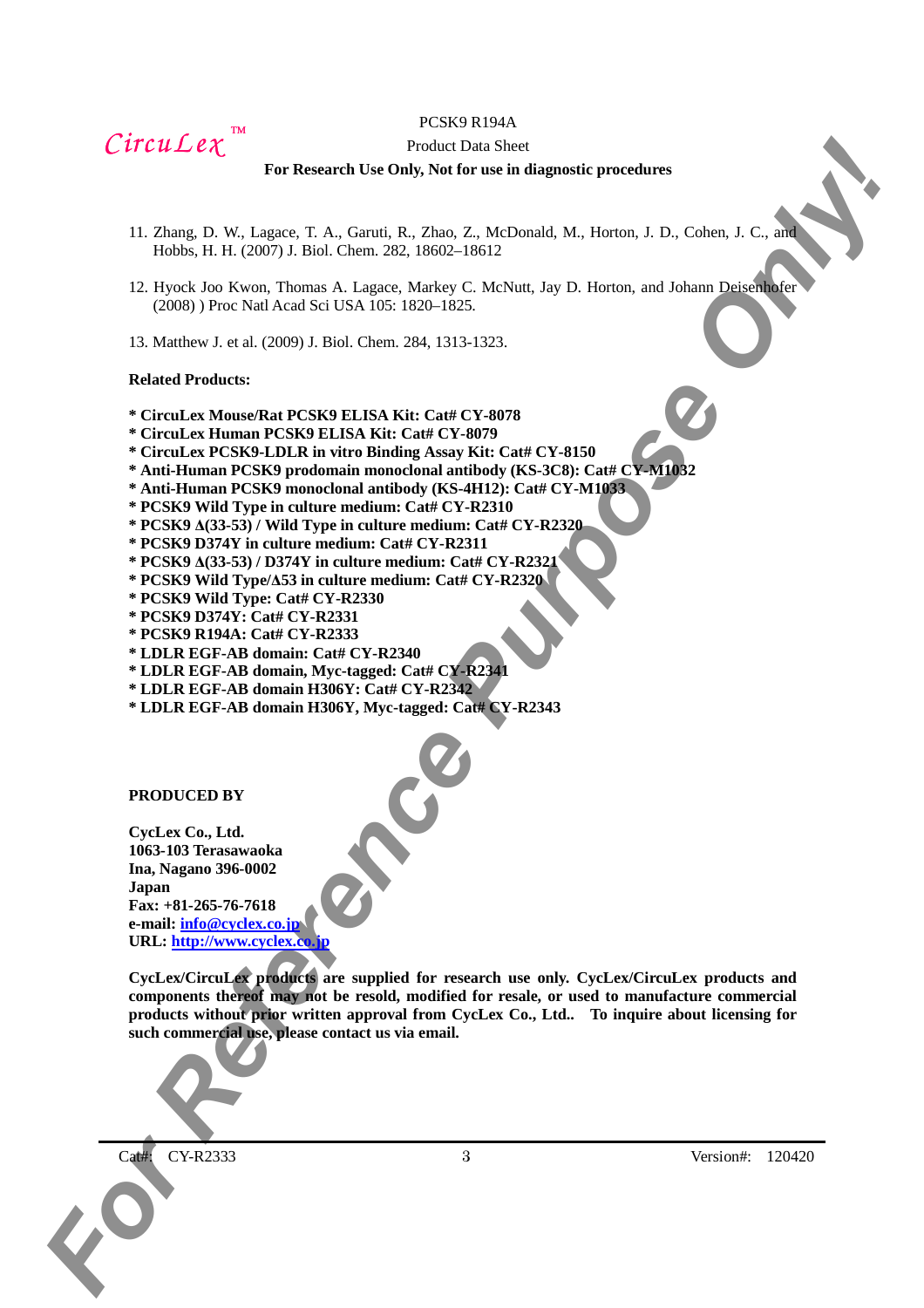11. Zhang, D. W., Lagace, T. A., Garuti, R., Zhao, Z., McDonald, M., Horton, J. D., Cohen, J. C., and Hobbs, H. H. (2007) J. Biol. Chem. 282, 18602–18612

12. Hyock Joo Kwon, Thomas A. Lagace, Markey C. McNutt, Jay D. Horton, and Johann Deisenhofer (2008) ) Proc Natl Acad Sci USA 105: 1820–1825.

13. Matthew J. et al. (2009) J. Biol. Chem. 284, 1313-1323.

**Related Products:**

**\* CircuLex Mouse/Rat PCSK9 ELISA Kit: Cat# CY-8078**
**\* CircuLex Human PCSK9 ELISA Kit: Cat# CY-8079**
**\* CircuLex PCSK9-LDLR in vitro Binding Assay Kit: Cat# CY-8150**
**\* Anti-Human PCSK9 prodomain monoclonal antibody (KS-3C8): Cat# CY-M1032**
**\* Anti-Human PCSK9 monoclonal antibody (KS-4H12): Cat# CY-M1033**
**\* PCSK9 Wild Type in culture medium: Cat# CY-R2310**
**\* PCSK9 Δ(33-53) / Wild Type in culture medium: Cat# CY-R2320**
**\* PCSK9 D374Y in culture medium: Cat# CY-R2311**
**\* PCSK9 Δ(33-53) / D374Y in culture medium: Cat# CY-R2321**
**\* PCSK9 Wild Type/Δ53 in culture medium: Cat# CY-R2320**
**\* PCSK9 Wild Type: Cat# CY-R2330**
**\* PCSK9 D374Y: Cat# CY-R2331**
**\* PCSK9 R194A: Cat# CY-R2333**
**\* LDLR EGF-AB domain: Cat# CY-R2340**
**\* LDLR EGF-AB domain, Myc-tagged: Cat# CY-R2341**
**\* LDLR EGF-AB domain H306Y: Cat# CY-R2342**
**\* LDLR EGF-AB domain H306Y, Myc-tagged: Cat# CY-R2343**

**PRODUCED BY**

**CycLex Co., Ltd.**
**1063-103 Terasawaoka**
**Ina, Nagano 396-0002**
**Japan**
**Fax: +81-265-76-7618**
**e-mail: info@cyclex.co.jp**
**URL: http://www.cyclex.co.jp**

**CycLex/CircuLex products are supplied for research use only. CycLex/CircuLex products and components thereof may not be resold, modified for resale, or used to manufacture commercial products without prior written approval from CycLex Co., Ltd.. To inquire about licensing for such commercial use, please contact us via email.**